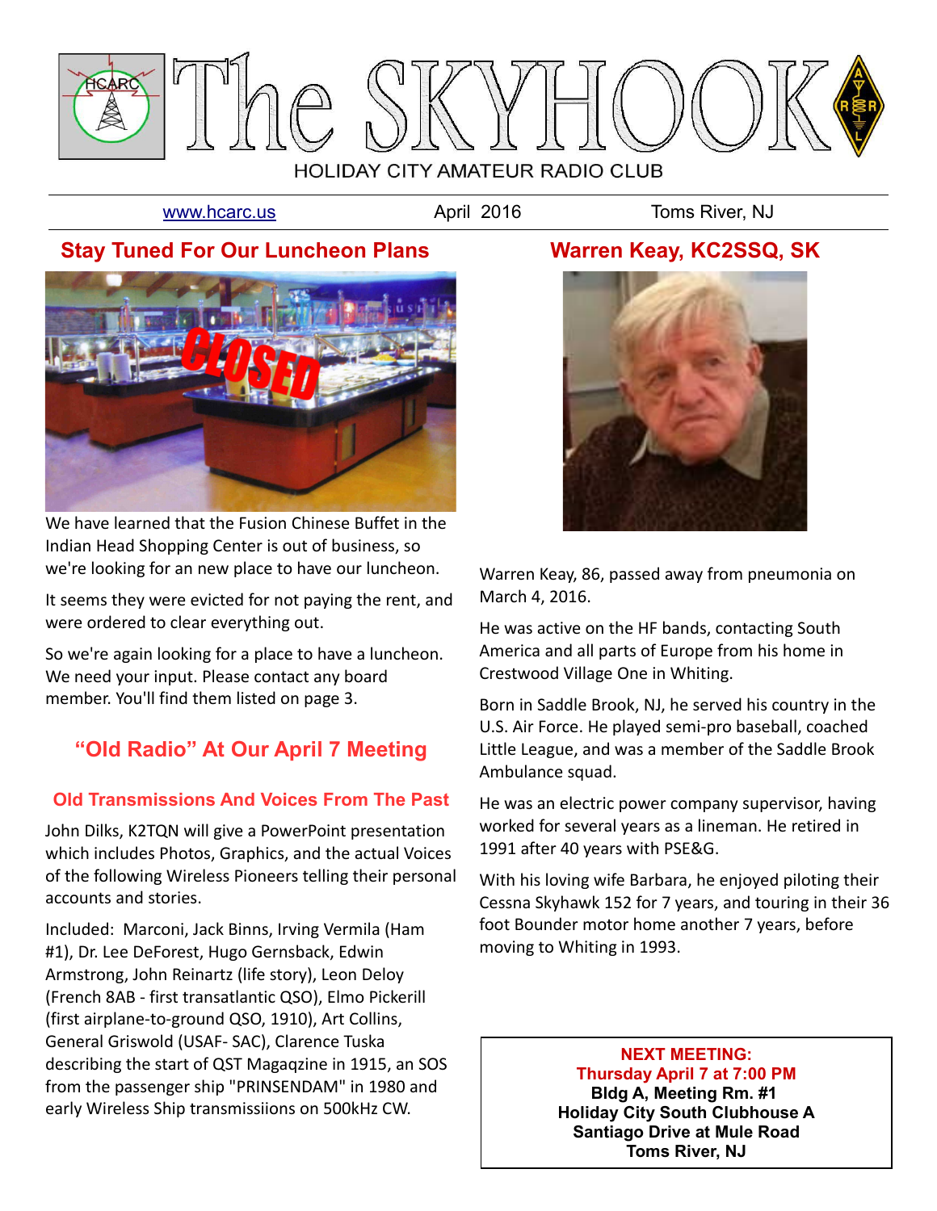# The SKYHOOK

HOLIDAY CITY AMATEUR RADIO CLUB

www.hcarc.us | April 2016 | Toms River, NJ

## Stay Tuned For Our Luncheon Plans

We have learned that the Fusion Chinese Buffet in the Indian Head Shopping Center is out of business, so we're looking for an new place to have our luncheon.

It seems they were evicted for not paying the rent, and were ordered to clear everything out.

So we're again looking for a place to have a luncheon. We need your input. Please contact any board member. You'll find them listed on page 3.

## "Old Radio" At Our April 7 Meeting

### Old Transmissions And Voices From The Past

John Dilks, K2TQN will give a PowerPoint presentation which includes Photos, Graphics, and the actual Voices of the following Wireless Pioneers telling their personal accounts and stories.

Included: Marconi, Jack Binns, Irving Vermila (Ham #1), Dr. Lee DeForest, Hugo Gernsback, Edwin Armstrong, John Reinartz (life story), Leon Deloy (French 8AB - first transatlantic QSO), Elmo Pickerill (first airplane-to-ground QSO, 1910), Art Collins, General Griswold (USAF- SAC), Clarence Tuska describing the start of QST Magaqzine in 1915, an SOS from the passenger ship "PRINSENDAM" in 1980 and early Wireless Ship transmissiions on 500kHz CW.

## Warren Keay, KC2SSQ, SK

Warren Keay, 86, passed away from pneumonia on March 4, 2016.

He was active on the HF bands, contacting South America and all parts of Europe from his home in Crestwood Village One in Whiting.

Born in Saddle Brook, NJ, he served his country in the U.S. Air Force. He played semi-pro baseball, coached Little League, and was a member of the Saddle Brook Ambulance squad.

He was an electric power company supervisor, having worked for several years as a lineman. He retired in 1991 after 40 years with PSE&G.

With his loving wife Barbara, he enjoyed piloting their Cessna Skyhawk 152 for 7 years, and touring in their 36 foot Bounder motor home another 7 years, before moving to Whiting in 1993.

**NEXT MEETING:**
**Thursday April 7 at 7:00 PM**
**Bldg A, Meeting Rm. #1**
**Holiday City South Clubhouse A**
**Santiago Drive at Mule Road**
**Toms River, NJ**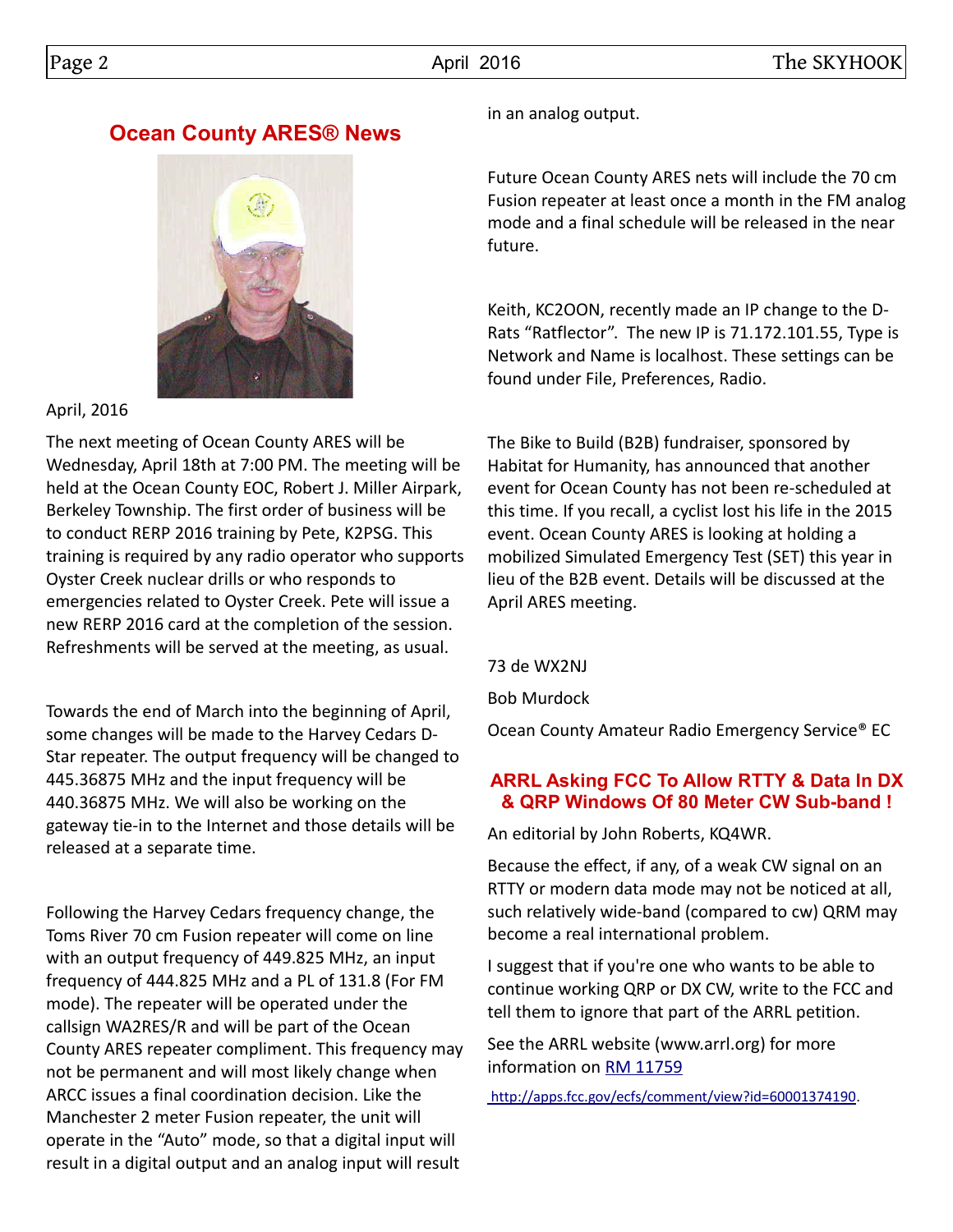## Ocean County ARES® News

April, 2016

The next meeting of Ocean County ARES will be Wednesday, April 18th at 7:00 PM. The meeting will be held at the Ocean County EOC, Robert J. Miller Airpark, Berkeley Township. The first order of business will be to conduct RERP 2016 training by Pete, K2PSG. This training is required by any radio operator who supports Oyster Creek nuclear drills or who responds to emergencies related to Oyster Creek. Pete will issue a new RERP 2016 card at the completion of the session. Refreshments will be served at the meeting, as usual.

Towards the end of March into the beginning of April, some changes will be made to the Harvey Cedars D-Star repeater. The output frequency will be changed to 445.36875 MHz and the input frequency will be 440.36875 MHz. We will also be working on the gateway tie-in to the Internet and those details will be released at a separate time.

Following the Harvey Cedars frequency change, the Toms River 70 cm Fusion repeater will come on line with an output frequency of 449.825 MHz, an input frequency of 444.825 MHz and a PL of 131.8 (For FM mode). The repeater will be operated under the callsign WA2RES/R and will be part of the Ocean County ARES repeater compliment. This frequency may not be permanent and will most likely change when ARCC issues a final coordination decision. Like the Manchester 2 meter Fusion repeater, the unit will operate in the "Auto" mode, so that a digital input will result in a digital output and an analog input will result in an analog output.

Future Ocean County ARES nets will include the 70 cm Fusion repeater at least once a month in the FM analog mode and a final schedule will be released in the near future.

Keith, KC2OON, recently made an IP change to the D-Rats "Ratflector". The new IP is 71.172.101.55, Type is Network and Name is localhost. These settings can be found under File, Preferences, Radio.

The Bike to Build (B2B) fundraiser, sponsored by Habitat for Humanity, has announced that another event for Ocean County has not been re-scheduled at this time. If you recall, a cyclist lost his life in the 2015 event. Ocean County ARES is looking at holding a mobilized Simulated Emergency Test (SET) this year in lieu of the B2B event. Details will be discussed at the April ARES meeting.

73 de WX2NJ

Bob Murdock

Ocean County Amateur Radio Emergency Service® EC

## ARRL Asking FCC To Allow RTTY & Data In DX & QRP Windows Of 80 Meter CW Sub-band !

An editorial by John Roberts, KQ4WR.

Because the effect, if any, of a weak CW signal on an RTTY or modern data mode may not be noticed at all, such relatively wide-band (compared to cw) QRM may become a real international problem.

I suggest that if you're one who wants to be able to continue working QRP or DX CW, write to the FCC and tell them to ignore that part of the ARRL petition.

See the ARRL website (www.arrl.org) for more information on RM 11759

http://apps.fcc.gov/ecfs/comment/view?id=60001374190.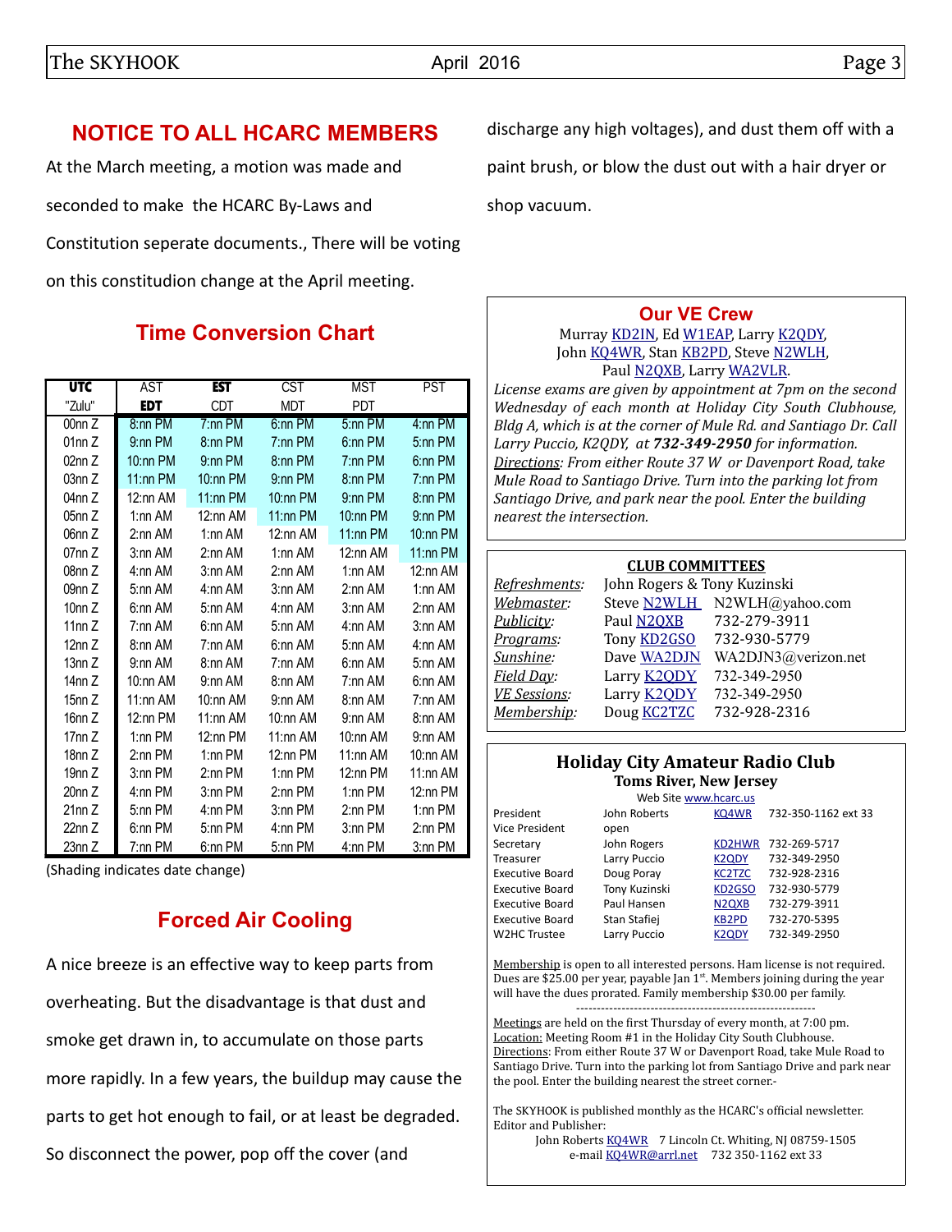## NOTICE TO ALL HCARC MEMBERS

At the March meeting, a motion was made and seconded to make the HCARC By-Laws and Constitution seperate documents., There will be voting on this constitudion change at the April meeting.

## Time Conversion Chart

| UTC "Zulu" | AST **EDT** | **EST** CDT | CST MDT | MST PDT | PST |
|---|---|---|---|---|---|
| 00nn Z | 8:nn PM | 7:nn PM | 6:nn PM | 5:nn PM | 4:nn PM |
| 01nn Z | 9:nn PM | 8:nn PM | 7:nn PM | 6:nn PM | 5:nn PM |
| 02nn Z | 10:nn PM | 9:nn PM | 8:nn PM | 7:nn PM | 6:nn PM |
| 03nn Z | 11:nn PM | 10:nn PM | 9:nn PM | 8:nn PM | 7:nn PM |
| 04nn Z | 12:nn AM | 11:nn PM | 10:nn PM | 9:nn PM | 8:nn PM |
| 05nn Z | 1:nn AM | 12:nn AM | 11:nn PM | 10:nn PM | 9:nn PM |
| 06nn Z | 2:nn AM | 1:nn AM | 12:nn AM | 11:nn PM | 10:nn PM |
| 07nn Z | 3:nn AM | 2:nn AM | 1:nn AM | 12:nn AM | 11:nn PM |
| 08nn Z | 4:nn AM | 3:nn AM | 2:nn AM | 1:nn AM | 12:nn AM |
| 09nn Z | 5:nn AM | 4:nn AM | 3:nn AM | 2:nn AM | 1:nn AM |
| 10nn Z | 6:nn AM | 5:nn AM | 4:nn AM | 3:nn AM | 2:nn AM |
| 11nn Z | 7:nn AM | 6:nn AM | 5:nn AM | 4:nn AM | 3:nn AM |
| 12nn Z | 8:nn AM | 7:nn AM | 6:nn AM | 5:nn AM | 4:nn AM |
| 13nn Z | 9:nn AM | 8:nn AM | 7:nn AM | 6:nn AM | 5:nn AM |
| 14nn Z | 10:nn AM | 9:nn AM | 8:nn AM | 7:nn AM | 6:nn AM |
| 15nn Z | 11:nn AM | 10:nn AM | 9:nn AM | 8:nn AM | 7:nn AM |
| 16nn Z | 12:nn PM | 11:nn AM | 10:nn AM | 9:nn AM | 8:nn AM |
| 17nn Z | 1:nn PM | 12:nn PM | 11:nn AM | 10:nn AM | 9:nn AM |
| 18nn Z | 2:nn PM | 1:nn PM | 12:nn PM | 11:nn AM | 10:nn AM |
| 19nn Z | 3:nn PM | 2:nn PM | 1:nn PM | 12:nn PM | 11:nn AM |
| 20nn Z | 4:nn PM | 3:nn PM | 2:nn PM | 1:nn PM | 12:nn PM |
| 21nn Z | 5:nn PM | 4:nn PM | 3:nn PM | 2:nn PM | 1:nn PM |
| 22nn Z | 6:nn PM | 5:nn PM | 4:nn PM | 3:nn PM | 2:nn PM |
| 23nn Z | 7:nn PM | 6:nn PM | 5:nn PM | 4:nn PM | 3:nn PM |

(Shading indicates date change)

## Forced Air Cooling

A nice breeze is an effective way to keep parts from overheating. But the disadvantage is that dust and smoke get drawn in, to accumulate on those parts more rapidly. In a few years, the buildup may cause the parts to get hot enough to fail, or at least be degraded. So disconnect the power, pop off the cover (and discharge any high voltages), and dust them off with a paint brush, or blow the dust out with a hair dryer or shop vacuum.

## Our VE Crew

Murray KD2IN, Ed W1EAP, Larry K2QDY, John KQ4WR, Stan KB2PD, Steve N2WLH, Paul N2QXB, Larry WA2VLR.

*License exams are given by appointment at 7pm on the second Wednesday of each month at Holiday City South Clubhouse, Bldg A, which is at the corner of Mule Rd. and Santiago Dr. Call Larry Puccio, K2QDY, at* ***732-349-2950*** *for information.* *Directions: From either Route 37 W or Davenport Road, take Mule Road to Santiago Drive. Turn into the parking lot from Santiago Drive, and park near the pool. Enter the building nearest the intersection.*

### CLUB COMMITTEES

| Committee | Name | Contact |
|---|---|---|
| *Refreshments:* | John Rogers & Tony Kuzinski | |
| *Webmaster:* | Steve N2WLH | N2WLH@yahoo.com |
| *Publicity:* | Paul N2QXB | 732-279-3911 |
| *Programs:* | Tony KD2GSO | 732-930-5779 |
| *Sunshine:* | Dave WA2DJN | WA2DJN3@verizon.net |
| *Field Day:* | Larry K2QDY | 732-349-2950 |
| *VE Sessions:* | Larry K2QDY | 732-349-2950 |
| *Membership:* | Doug KC2TZC | 732-928-2316 |

### Holiday City Amateur Radio Club

**Toms River, New Jersey**

Web Site www.hcarc.us

| Position | Name | Call | Phone |
|---|---|---|---|
| President | John Roberts | KQ4WR | 732-350-1162 ext 33 |
| Vice President | open | | |
| Secretary | John Rogers | KD2HWR | 732-269-5717 |
| Treasurer | Larry Puccio | K2QDY | 732-349-2950 |
| Executive Board | Doug Poray | KC2TZC | 732-928-2316 |
| Executive Board | Tony Kuzinski | KD2GSO | 732-930-5779 |
| Executive Board | Paul Hansen | N2QXB | 732-279-3911 |
| Executive Board | Stan Stafiej | KB2PD | 732-270-5395 |
| W2HC Trustee | Larry Puccio | K2QDY | 732-349-2950 |

Membership is open to all interested persons. Ham license is not required. Dues are $25.00 per year, payable Jan 1st. Members joining during the year will have the dues prorated. Family membership $30.00 per family.

---

Meetings are held on the first Thursday of every month, at 7:00 pm.
Location: Meeting Room #1 in the Holiday City South Clubhouse.
Directions: From either Route 37 W or Davenport Road, take Mule Road to Santiago Drive. Turn into the parking lot from Santiago Drive and park near the pool. Enter the building nearest the street corner.-

The SKYHOOK is published monthly as the HCARC's official newsletter.
Editor and Publisher:
John Roberts KQ4WR 7 Lincoln Ct. Whiting, NJ 08759-1505
e-mail KQ4WR@arrl.net 732 350-1162 ext 33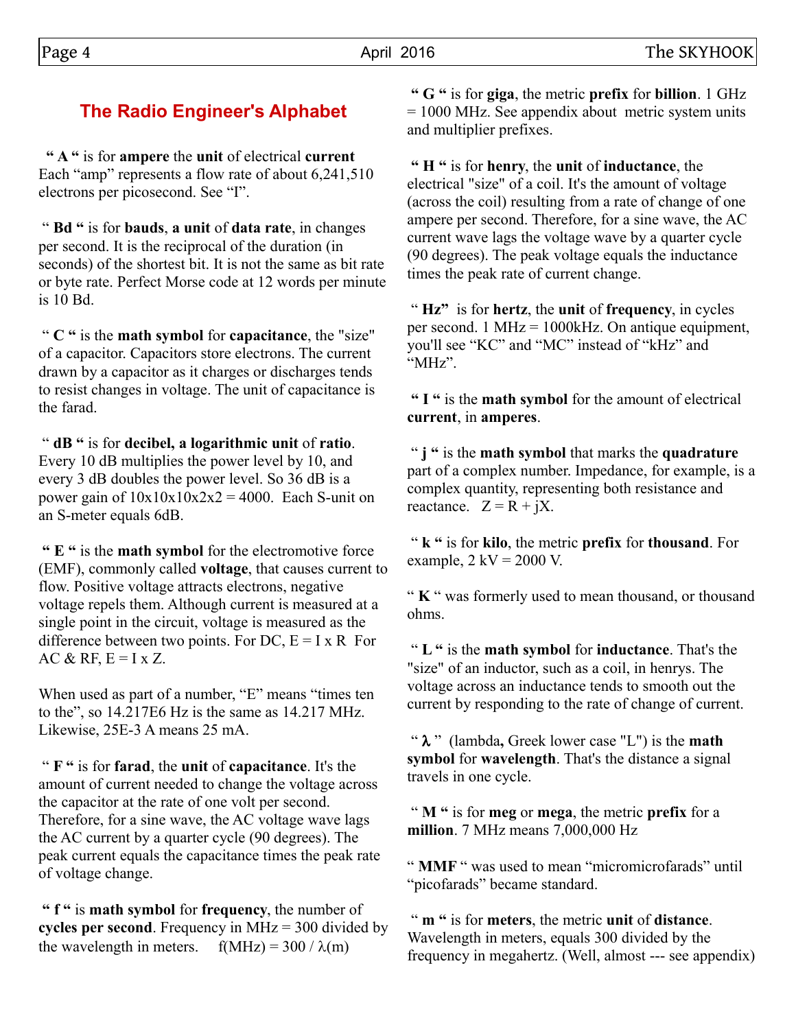## The Radio Engineer's Alphabet

" **A** " is for **ampere** the **unit** of electrical **current** Each "amp" represents a flow rate of about 6,241,510 electrons per picosecond. See "I".

" **Bd** " is for **bauds**, **a unit** of **data rate**, in changes per second. It is the reciprocal of the duration (in seconds) of the shortest bit. It is not the same as bit rate or byte rate. Perfect Morse code at 12 words per minute is 10 Bd.

" **C** " is the **math symbol** for **capacitance**, the "size" of a capacitor. Capacitors store electrons. The current drawn by a capacitor as it charges or discharges tends to resist changes in voltage. The unit of capacitance is the farad.

" **dB** " is for **decibel, a logarithmic unit** of **ratio**. Every 10 dB multiplies the power level by 10, and every 3 dB doubles the power level. So 36 dB is a power gain of 10x10x10x2x2 = 4000. Each S-unit on an S-meter equals 6dB.

" **E** " is the **math symbol** for the electromotive force (EMF), commonly called **voltage**, that causes current to flow. Positive voltage attracts electrons, negative voltage repels them. Although current is measured at a single point in the circuit, voltage is measured as the difference between two points. For DC, E = I x R For AC & RF, E = I x Z.

When used as part of a number, "E" means "times ten to the", so 14.217E6 Hz is the same as 14.217 MHz. Likewise, 25E-3 A means 25 mA.

" **F** " is for **farad**, the **unit** of **capacitance**. It's the amount of current needed to change the voltage across the capacitor at the rate of one volt per second. Therefore, for a sine wave, the AC voltage wave lags the AC current by a quarter cycle (90 degrees). The peak current equals the capacitance times the peak rate of voltage change.

" **f** " is **math symbol** for **frequency**, the number of **cycles per second**. Frequency in MHz = 300 divided by the wavelength in meters. $f(\text{MHz}) = 300 / \lambda(\text{m})$

" **G** " is for **giga**, the metric **prefix** for **billion**. 1 GHz = 1000 MHz. See appendix about metric system units and multiplier prefixes.

" **H** " is for **henry**, the **unit** of **inductance**, the electrical "size" of a coil. It's the amount of voltage (across the coil) resulting from a rate of change of one ampere per second. Therefore, for a sine wave, the AC current wave lags the voltage wave by a quarter cycle (90 degrees). The peak voltage equals the inductance times the peak rate of current change.

" **Hz**" is for **hertz**, the **unit** of **frequency**, in cycles per second. 1 MHz = 1000kHz. On antique equipment, you'll see "KC" and "MC" instead of "kHz" and "MHz".

" **I** " is the **math symbol** for the amount of electrical **current**, in **amperes**.

" **j** " is the **math symbol** that marks the **quadrature** part of a complex number. Impedance, for example, is a complex quantity, representing both resistance and reactance. $Z = R + jX$.

" **k** " is for **kilo**, the metric **prefix** for **thousand**. For example, 2 kV = 2000 V.

" **K** " was formerly used to mean thousand, or thousand ohms.

" **L** " is the **math symbol** for **inductance**. That's the "size" of an inductor, such as a coil, in henrys. The voltage across an inductance tends to smooth out the current by responding to the rate of change of current.

" **λ** " (lambda**,** Greek lower case "L") is the **math symbol** for **wavelength**. That's the distance a signal travels in one cycle.

" **M** " is for **meg** or **mega**, the metric **prefix** for a **million**. 7 MHz means 7,000,000 Hz

" **MMF** " was used to mean "micromicrofarads" until "picofarads" became standard.

" **m** " is for **meters**, the metric **unit** of **distance**. Wavelength in meters, equals 300 divided by the frequency in megahertz. (Well, almost --- see appendix)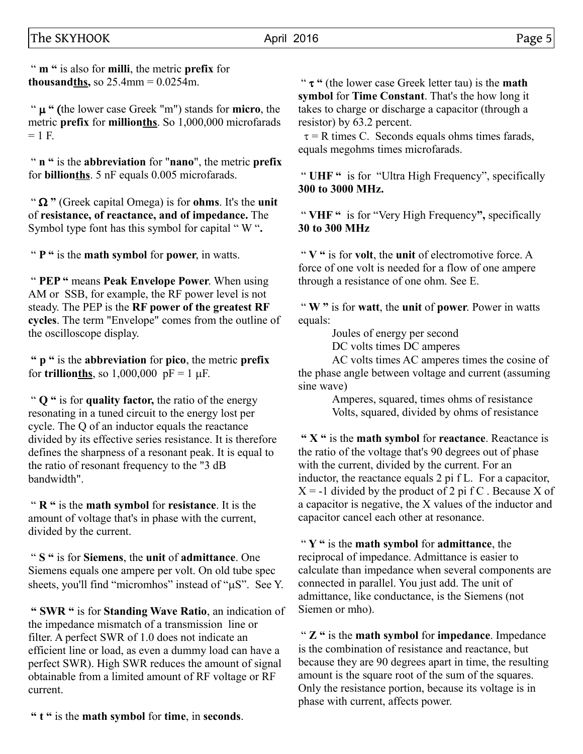" **m** " is also for **milli**, the metric **prefix** for **thousand<u>ths</u>,** so 25.4mm = 0.0254m.

" **μ** " (the lower case Greek "m") stands for **micro**, the metric **prefix** for **million<u>ths</u>**. So 1,000,000 microfarads = 1 F.

" **n** " is the **abbreviation** for "**nano**", the metric **prefix** for **billion<u>ths</u>**. 5 nF equals 0.005 microfarads.

" **Ω** " (Greek capital Omega) is for **ohms**. It's the **unit** of **resistance, of reactance, and of impedance.** The Symbol type font has this symbol for capital " W "**.**

" **P** " is the **math symbol** for **power**, in watts.

" **PEP** " means **Peak Envelope Power**. When using AM or SSB, for example, the RF power level is not steady. The PEP is the **RF power of the greatest RF cycles**. The term "Envelope" comes from the outline of the oscilloscope display.

**" p "** is the **abbreviation** for **pico**, the metric **prefix** for **trillion<u>ths</u>**, so 1,000,000 pF = 1 μF.

" **Q** " is for **quality factor,** the ratio of the energy resonating in a tuned circuit to the energy lost per cycle. The Q of an inductor equals the reactance divided by its effective series resistance. It is therefore defines the sharpness of a resonant peak. It is equal to the ratio of resonant frequency to the "3 dB bandwidth".

" **R** " is the **math symbol** for **resistance**. It is the amount of voltage that's in phase with the current, divided by the current.

" **S** " is for **Siemens**, the **unit** of **admittance**. One Siemens equals one ampere per volt. On old tube spec sheets, you'll find "micromhos" instead of "μS". See Y.

**" SWR "** is for **Standing Wave Ratio**, an indication of the impedance mismatch of a transmission line or filter. A perfect SWR of 1.0 does not indicate an efficient line or load, as even a dummy load can have a perfect SWR). High SWR reduces the amount of signal obtainable from a limited amount of RF voltage or RF current.

**" t "** is the **math symbol** for **time**, in **seconds**.

**" τ "** (the lower case Greek letter tau) is the **math symbol** for **Time Constant**. That's the how long it takes to charge or discharge a capacitor (through a resistor) by 63.2 percent.

τ = R times C. Seconds equals ohms times farads, equals megohms times microfarads.

" **UHF** " is for "Ultra High Frequency", specifically **300 to 3000 MHz.**

" **VHF** " is for "Very High Frequency**",** specifically **30 to 300 MHz**

" **V** " is for **volt**, the **unit** of electromotive force. A force of one volt is needed for a flow of one ampere through a resistance of one ohm. See E.

" **W** " is for **watt**, the **unit** of **power**. Power in watts equals:

Joules of energy per second

DC volts times DC amperes

AC volts times AC amperes times the cosine of the phase angle between voltage and current (assuming sine wave)

Amperes, squared, times ohms of resistance

Volts, squared, divided by ohms of resistance

**" X "** is the **math symbol** for **reactance**. Reactance is the ratio of the voltage that's 90 degrees out of phase with the current, divided by the current. For an inductor, the reactance equals 2 pi f L. For a capacitor, X = -1 divided by the product of 2 pi f C . Because X of a capacitor is negative, the X values of the inductor and capacitor cancel each other at resonance.

" **Y** " is the **math symbol** for **admittance**, the reciprocal of impedance. Admittance is easier to calculate than impedance when several components are connected in parallel. You just add. The unit of admittance, like conductance, is the Siemens (not Siemen or mho).

" **Z** " is the **math symbol** for **impedance**. Impedance is the combination of resistance and reactance, but because they are 90 degrees apart in time, the resulting amount is the square root of the sum of the squares. Only the resistance portion, because its voltage is in phase with current, affects power.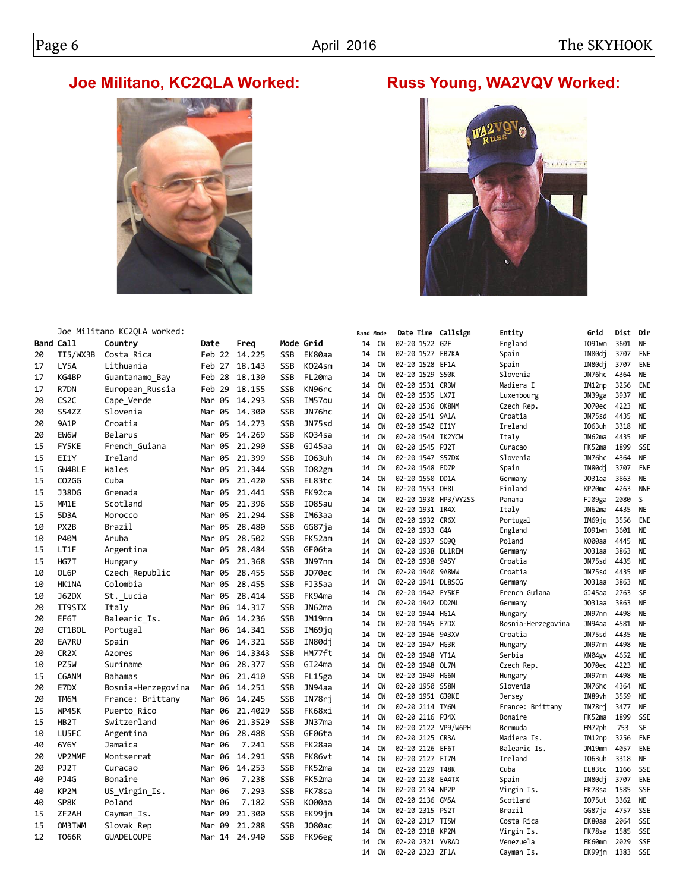## Joe Militano, KC2QLA Worked:

Joe Militano KC2QLA worked:

| Band | Call | Country | Date | Freq | Mode | Grid |
|---|---|---|---|---|---|---|
| 20 | TI5/WX3B | Costa_Rica | Feb 22 | 14.225 | SSB | EK80aa |
| 17 | LY5A | Lithuania | Feb 27 | 18.143 | SSB | KO24sm |
| 17 | KG4BP | Guantanamo_Bay | Feb 28 | 18.130 | SSB | FL20ma |
| 17 | R7DN | European_Russia | Feb 29 | 18.155 | SSB | KN96rc |
| 20 | CS2C | Cape_Verde | Mar 05 | 14.293 | SSB | IM57ou |
| 20 | S54ZZ | Slovenia | Mar 05 | 14.300 | SSB | JN76hc |
| 20 | 9A1P | Croatia | Mar 05 | 14.273 | SSB | JN75sd |
| 20 | EW6W | Belarus | Mar 05 | 14.269 | SSB | KO34sa |
| 15 | FY5KE | French_Guiana | Mar 05 | 21.290 | SSB | GJ45aa |
| 15 | EI1Y | Ireland | Mar 05 | 21.399 | SSB | IO63uh |
| 15 | GW4BLE | Wales | Mar 05 | 21.344 | SSB | IO82gm |
| 15 | CO2GG | Cuba | Mar 05 | 21.420 | SSB | EL83tc |
| 15 | J38DG | Grenada | Mar 05 | 21.441 | SSB | FK92ca |
| 15 | MM1E | Scotland | Mar 05 | 21.396 | SSB | IO85au |
| 15 | 5D3A | Morocco | Mar 05 | 21.294 | SSB | IM63aa |
| 10 | PX2B | Brazil | Mar 05 | 28.480 | SSB | GG87ja |
| 10 | P40M | Aruba | Mar 05 | 28.502 | SSB | FK52am |
| 15 | LT1F | Argentina | Mar 05 | 28.484 | SSB | GF06ta |
| 15 | HG7T | Hungary | Mar 05 | 21.368 | SSB | JN97nm |
| 10 | OL6P | Czech_Republic | Mar 05 | 28.455 | SSB | JO70ec |
| 10 | HK1NA | Colombia | Mar 05 | 28.455 | SSB | FJ35aa |
| 10 | J62DX | St._Lucia | Mar 05 | 28.414 | SSB | FK94ma |
| 20 | IT9STX | Italy | Mar 06 | 14.317 | SSB | JN62ma |
| 20 | EF6T | Balearic_Is. | Mar 06 | 14.236 | SSB | JM19mm |
| 20 | CT1BOL | Portugal | Mar 06 | 14.341 | SSB | IM69jq |
| 20 | EA7RU | Spain | Mar 06 | 14.321 | SSB | IN80dj |
| 20 | CR2X | Azores | Mar 06 | 14.3343 | SSB | HM77ft |
| 10 | PZ5W | Suriname | Mar 06 | 28.377 | SSB | GI24ma |
| 15 | C6ANM | Bahamas | Mar 06 | 21.410 | SSB | FL15ga |
| 20 | E7DX | Bosnia-Herzegovina | Mar 06 | 14.251 | SSB | JN94aa |
| 20 | TM6M | France: Brittany | Mar 06 | 14.245 | SSB | IN78rj |
| 15 | WP4SK | Puerto_Rico | Mar 06 | 21.4029 | SSB | FK68xi |
| 15 | HB2T | Switzerland | Mar 06 | 21.3529 | SSB | JN37ma |
| 10 | LU5FC | Argentina | Mar 06 | 28.488 | SSB | GF06ta |
| 40 | 6Y6Y | Jamaica | Mar 06 | 7.241 | SSB | FK28aa |
| 20 | VP2MMF | Montserrat | Mar 06 | 14.291 | SSB | FK86vt |
| 20 | PJ2T | Curacao | Mar 06 | 14.253 | SSB | FK52ma |
| 40 | PJ4G | Bonaire | Mar 06 | 7.238 | SSB | FK52ma |
| 40 | KP2M | US_Virgin_Is. | Mar 06 | 7.293 | SSB | FK78sa |
| 40 | SP8K | Poland | Mar 06 | 7.182 | SSB | KO00aa |
| 15 | ZF2AH | Cayman_Is. | Mar 09 | 21.300 | SSB | EK99jm |
| 15 | OM3TWM | Slovak_Rep | Mar 09 | 21.288 | SSB | JO80ac |
| 12 | TO66R | GUADELOUPE | Mar 14 | 24.940 | SSB | FK96eg |

## Russ Young, WA2VQV Worked:

| Band | Mode | Date | Time | Callsign | Entity | Grid | Dist | Dir |
|---|---|---|---|---|---|---|---|---|
| 14 | CW | 02-20 | 1522 | G2F | England | IO91wm | 3601 | NE |
| 14 | CW | 02-20 | 1527 | EB7KA | Spain | IN80dj | 3707 | ENE |
| 14 | CW | 02-20 | 1528 | EF1A | Spain | IN80dj | 3707 | ENE |
| 14 | CW | 02-20 | 1529 | S50K | Slovenia | JN76hc | 4364 | NE |
| 14 | CW | 02-20 | 1531 | CR3W | Madiera I | IM12np | 3256 | ENE |
| 14 | CW | 02-20 | 1535 | LX7I | Luxembourg | JN39ga | 3937 | NE |
| 14 | CW | 02-20 | 1536 | OK8NM | Czech Rep. | JO70ec | 4223 | NE |
| 14 | CW | 02-20 | 1541 | 9A1A | Croatia | JN75sd | 4435 | NE |
| 14 | CW | 02-20 | 1542 | EI1Y | Ireland | IO63uh | 3318 | NE |
| 14 | CW | 02-20 | 1544 | IK2YCW | Italy | JN62ma | 4435 | NE |
| 14 | CW | 02-20 | 1545 | PJ2T | Curacao | FK52ma | 1899 | SSE |
| 14 | CW | 02-20 | 1547 | S57DX | Slovenia | JN76hc | 4364 | NE |
| 14 | CW | 02-20 | 1548 | ED7P | Spain | IN80dj | 3707 | ENE |
| 14 | CW | 02-20 | 1550 | DD1A | Germany | JO31aa | 3863 | NE |
| 14 | CW | 02-20 | 1553 | OH8L | Finland | KP20me | 4263 | NNE |
| 14 | CW | 02-20 | 1930 | HP3/VY2SS | Panama | FJ09ga | 2080 | S |
| 14 | CW | 02-20 | 1931 | IR4X | Italy | JN62ma | 4435 | NE |
| 14 | CW | 02-20 | 1932 | CR6X | Portugal | IM69jq | 3556 | ENE |
| 14 | CW | 02-20 | 1933 | G4A | England | IO91wm | 3601 | NE |
| 14 | CW | 02-20 | 1937 | SO9Q | Poland | KO00aa | 4445 | NE |
| 14 | CW | 02-20 | 1938 | DL1REM | Germany | JO31aa | 3863 | NE |
| 14 | CW | 02-20 | 1938 | 9A5Y | Croatia | JN75sd | 4435 | NE |
| 14 | CW | 02-20 | 1940 | 9A8WW | Croatia | JN75sd | 4435 | NE |
| 14 | CW | 02-20 | 1941 | DL8SCG | Germany | JO31aa | 3863 | NE |
| 14 | CW | 02-20 | 1942 | FY5KE | French Guiana | GJ45aa | 2763 | SE |
| 14 | CW | 02-20 | 1942 | DD2ML | Germany | JO31aa | 3863 | NE |
| 14 | CW | 02-20 | 1944 | HG1A | Hungary | JN97nm | 4498 | NE |
| 14 | CW | 02-20 | 1945 | E7DX | Bosnia-Herzegovina | JN94aa | 4581 | NE |
| 14 | CW | 02-20 | 1946 | 9A3XV | Croatia | JN75sd | 4435 | NE |
| 14 | CW | 02-20 | 1947 | HG3R | Hungary | JN97nm | 4498 | NE |
| 14 | CW | 02-20 | 1948 | YT1A | Serbia | KN04gv | 4652 | NE |
| 14 | CW | 02-20 | 1948 | OL7M | Czech Rep. | JO70ec | 4223 | NE |
| 14 | CW | 02-20 | 1949 | HG6N | Hungary | JN97nm | 4498 | NE |
| 14 | CW | 02-20 | 1950 | S58N | Slovenia | JN76hc | 4364 | NE |
| 14 | CW | 02-20 | 1951 | GJ0KE | Jersey | IN89vh | 3559 | NE |
| 14 | CW | 02-20 | 2114 | TM6M | France: Brittany | IN78rj | 3477 | NE |
| 14 | CW | 02-20 | 2116 | PJ4X | Bonaire | FK52ma | 1899 | SSE |
| 14 | CW | 02-20 | 2122 | VP9/W6PH | Bermuda | FM72ph | 753 | SE |
| 14 | CW | 02-20 | 2125 | CR3A | Madiera Is. | IM12np | 3256 | ENE |
| 14 | CW | 02-20 | 2126 | EF6T | Balearic Is. | JM19mm | 4057 | ENE |
| 14 | CW | 02-20 | 2127 | EI7M | Ireland | IO63uh | 3318 | NE |
| 14 | CW | 02-20 | 2129 | T48K | Cuba | EL83tc | 1166 | SSE |
| 14 | CW | 02-20 | 2130 | EA4TX | Spain | IN80dj | 3707 | ENE |
| 14 | CW | 02-20 | 2134 | NP2P | Virgin Is. | FK78sa | 1585 | SSE |
| 14 | CW | 02-20 | 2136 | GM5A | Scotland | IO75ut | 3362 | NE |
| 14 | CW | 02-20 | 2315 | PS2T | Brazil | GG87ja | 4757 | SSE |
| 14 | CW | 02-20 | 2317 | TI5W | Costa Rica | EK80aa | 2064 | SSE |
| 14 | CW | 02-20 | 2318 | KP2M | Virgin Is. | FK78sa | 1585 | SSE |
| 14 | CW | 02-20 | 2321 | YV8AD | Venezuela | FK60mm | 2029 | SSE |
| 14 | CW | 02-20 | 2323 | ZF1A | Cayman Is. | EK99jm | 1383 | SSE |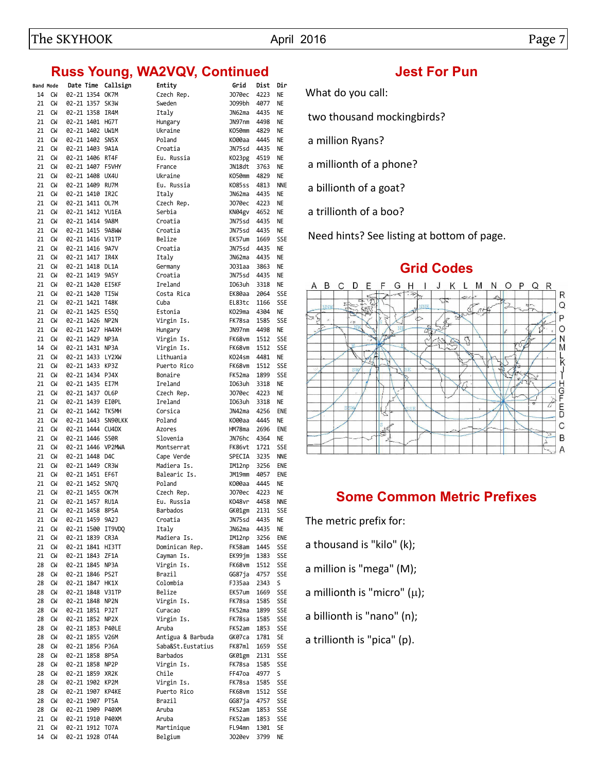## Russ Young, WA2VQV, Continued

| Band | Mode | Date | Time | Callsign | Entity | Grid | Dist | Dir |
|---|---|---|---|---|---|---|---|---|
| 14 | CW | 02-21 | 1354 | OK7M | Czech Rep. | JO70ec | 4223 | NE |
| 21 | CW | 02-21 | 1357 | SK3W | Sweden | JO99bh | 4077 | NE |
| 21 | CW | 02-21 | 1358 | IR4M | Italy | JN62ma | 4435 | NE |
| 21 | CW | 02-21 | 1401 | HG7T | Hungary | JN97nm | 4498 | NE |
| 21 | CW | 02-21 | 1402 | UW1M | Ukraine | KO50mm | 4829 | NE |
| 21 | CW | 02-21 | 1402 | SN5X | Poland | KO00aa | 4445 | NE |
| 21 | CW | 02-21 | 1403 | 9A1A | Croatia | JN75sd | 4435 | NE |
| 21 | CW | 02-21 | 1406 | RT4F | Eu. Russia | KO23pg | 4519 | NE |
| 21 | CW | 02-21 | 1407 | F5VHY | France | JN18dt | 3763 | NE |
| 21 | CW | 02-21 | 1408 | UX4U | Ukraine | KO50mm | 4829 | NE |
| 21 | CW | 02-21 | 1409 | RU7M | Eu. Russia | KO85ss | 4813 | NNE |
| 21 | CW | 02-21 | 1410 | IR2C | Italy | JN62ma | 4435 | NE |
| 21 | CW | 02-21 | 1411 | OL7M | Czech Rep. | JO70ec | 4223 | NE |
| 21 | CW | 02-21 | 1412 | YU1EA | Serbia | KN04gv | 4652 | NE |
| 21 | CW | 02-21 | 1414 | 9A8M | Croatia | JN75sd | 4435 | NE |
| 21 | CW | 02-21 | 1415 | 9A8WW | Croatia | JN75sd | 4435 | NE |
| 21 | CW | 02-21 | 1416 | V31TP | Belize | EK57um | 1669 | SSE |
| 21 | CW | 02-21 | 1416 | 9A7V | Croatia | JN75sd | 4435 | NE |
| 21 | CW | 02-21 | 1417 | IR4X | Italy | JN62ma | 4435 | NE |
| 21 | CW | 02-21 | 1418 | DL1A | Germany | JO31aa | 3863 | NE |
| 21 | CW | 02-21 | 1419 | 9A5Y | Croatia | JN75sd | 4435 | NE |
| 21 | CW | 02-21 | 1420 | EI5KF | Ireland | IO63uh | 3318 | NE |
| 21 | CW | 02-21 | 1420 | TI5W | Costa Rica | EK80aa | 2064 | SSE |
| 21 | CW | 02-21 | 1421 | T48K | Cuba | EL83tc | 1166 | SSE |
| 21 | CW | 02-21 | 1425 | ES5Q | Estonia | KO29ma | 4304 | NE |
| 21 | CW | 02-21 | 1426 | NP2N | Virgin Is. | FK78sa | 1585 | SSE |
| 21 | CW | 02-21 | 1427 | HA4XH | Hungary | JN97nm | 4498 | NE |
| 21 | CW | 02-21 | 1429 | NP3A | Virgin Is. | FK68vm | 1512 | SSE |
| 14 | CW | 02-21 | 1431 | NP3A | Virgin Is. | FK68vm | 1512 | SSE |
| 21 | CW | 02-21 | 1433 | LY2XW | Lithuania | KO24sm | 4481 | NE |
| 21 | CW | 02-21 | 1433 | KP3Z | Puerto Rico | FK68vm | 1512 | SSE |
| 21 | CW | 02-21 | 1434 | PJ4X | Bonaire | FK52ma | 1899 | SSE |
| 21 | CW | 02-21 | 1435 | EI7M | Ireland | IO63uh | 3318 | NE |
| 21 | CW | 02-21 | 1437 | OL6P | Czech Rep. | JO70ec | 4223 | NE |
| 21 | CW | 02-21 | 1439 | EI0PL | Ireland | IO63uh | 3318 | NE |
| 21 | CW | 02-21 | 1442 | TK5MH | Corsica | JN42ma | 4256 | ENE |
| 21 | CW | 02-21 | 1443 | SN90LKK | Poland | KO00aa | 4445 | NE |
| 21 | CW | 02-21 | 1444 | CU4DX | Azores | HM78ma | 2696 | ENE |
| 21 | CW | 02-21 | 1446 | S50R | Slovenia | JN76hc | 4364 | NE |
| 21 | CW | 02-21 | 1446 | VP2MWA | Montserrat | FK86vt | 1721 | SSE |
| 21 | CW | 02-21 | 1448 | D4C | Cape Verde | SPECIA | 3235 | NNE |
| 21 | CW | 02-21 | 1449 | CR3W | Madiera Is. | IM12np | 3256 | ENE |
| 21 | CW | 02-21 | 1451 | EF6T | Balearic Is. | JM19mm | 4057 | ENE |
| 21 | CW | 02-21 | 1452 | SN7Q | Poland | KO00aa | 4445 | NE |
| 21 | CW | 02-21 | 1455 | OK7M | Czech Rep. | JO70ec | 4223 | NE |
| 21 | CW | 02-21 | 1457 | RU1A | Eu. Russia | KO48vr | 4458 | NNE |
| 21 | CW | 02-21 | 1458 | 8P5A | Barbados | GK01gm | 2131 | SSE |
| 21 | CW | 02-21 | 1459 | 9A2J | Croatia | JN75sd | 4435 | NE |
| 21 | CW | 02-21 | 1500 | IT9VDQ | Italy | JN62ma | 4435 | NE |
| 21 | CW | 02-21 | 1839 | CR3A | Madiera Is. | IM12np | 3256 | ENE |
| 21 | CW | 02-21 | 1841 | HI3TT | Dominican Rep. | FK58am | 1445 | SSE |
| 21 | CW | 02-21 | 1843 | ZF1A | Cayman Is. | EK99jm | 1383 | SSE |
| 28 | CW | 02-21 | 1845 | NP3A | Virgin Is. | FK68vm | 1512 | SSE |
| 28 | CW | 02-21 | 1846 | PS2T | Brazil | GG87ja | 4757 | SSE |
| 28 | CW | 02-21 | 1847 | HK1X | Colombia | FJ35aa | 2343 | S |
| 28 | CW | 02-21 | 1848 | V31TP | Belize | EK57um | 1669 | SSE |
| 28 | CW | 02-21 | 1848 | NP2N | Virgin Is. | FK78sa | 1585 | SSE |
| 28 | CW | 02-21 | 1851 | PJ2T | Curacao | FK52ma | 1899 | SSE |
| 28 | CW | 02-21 | 1852 | NP2X | Virgin Is. | FK78sa | 1585 | SSE |
| 28 | CW | 02-21 | 1853 | P40LE | Aruba | FK52am | 1853 | SSE |
| 28 | CW | 02-21 | 1855 | V26M | Antigua & Barbuda | GK07ca | 1781 | SE |
| 28 | CW | 02-21 | 1856 | PJ6A | Saba&St.Eustatius | FK87ml | 1659 | SSE |
| 28 | CW | 02-21 | 1858 | 8P5A | Barbados | GK01gm | 2131 | SSE |
| 28 | CW | 02-21 | 1858 | NP2P | Virgin Is. | FK78sa | 1585 | SSE |
| 28 | CW | 02-21 | 1859 | XR2K | Chile | FF47oa | 4977 | S |
| 28 | CW | 02-21 | 1902 | KP2M | Virgin Is. | FK78sa | 1585 | SSE |
| 28 | CW | 02-21 | 1907 | KP4KE | Puerto Rico | FK68vm | 1512 | SSE |
| 28 | CW | 02-21 | 1907 | PT5A | Brazil | GG87ja | 4757 | SSE |
| 28 | CW | 02-21 | 1909 | P40XM | Aruba | FK52am | 1853 | SSE |
| 21 | CW | 02-21 | 1910 | P40XM | Aruba | FK52am | 1853 | SSE |
| 21 | CW | 02-21 | 1912 | TO7A | Martinique | FL94mn | 1301 | SE |
| 14 | CW | 02-21 | 1928 | OT4A | Belgium | JO20ev | 3799 | NE |

## Jest For Pun

What do you call:

two thousand mockingbirds?

a million Ryans?

a millionth of a phone?

a billionth of a goat?

a trillionth of a boo?

Need hints? See listing at bottom of page.

## Grid Codes

## Some Common Metric Prefixes

The metric prefix for:

a thousand is "kilo" (k);

a million is "mega" (M);

a millionth is "micro" ($\mu$);

a billionth is "nano" (n);

a trillionth is "pica" (p).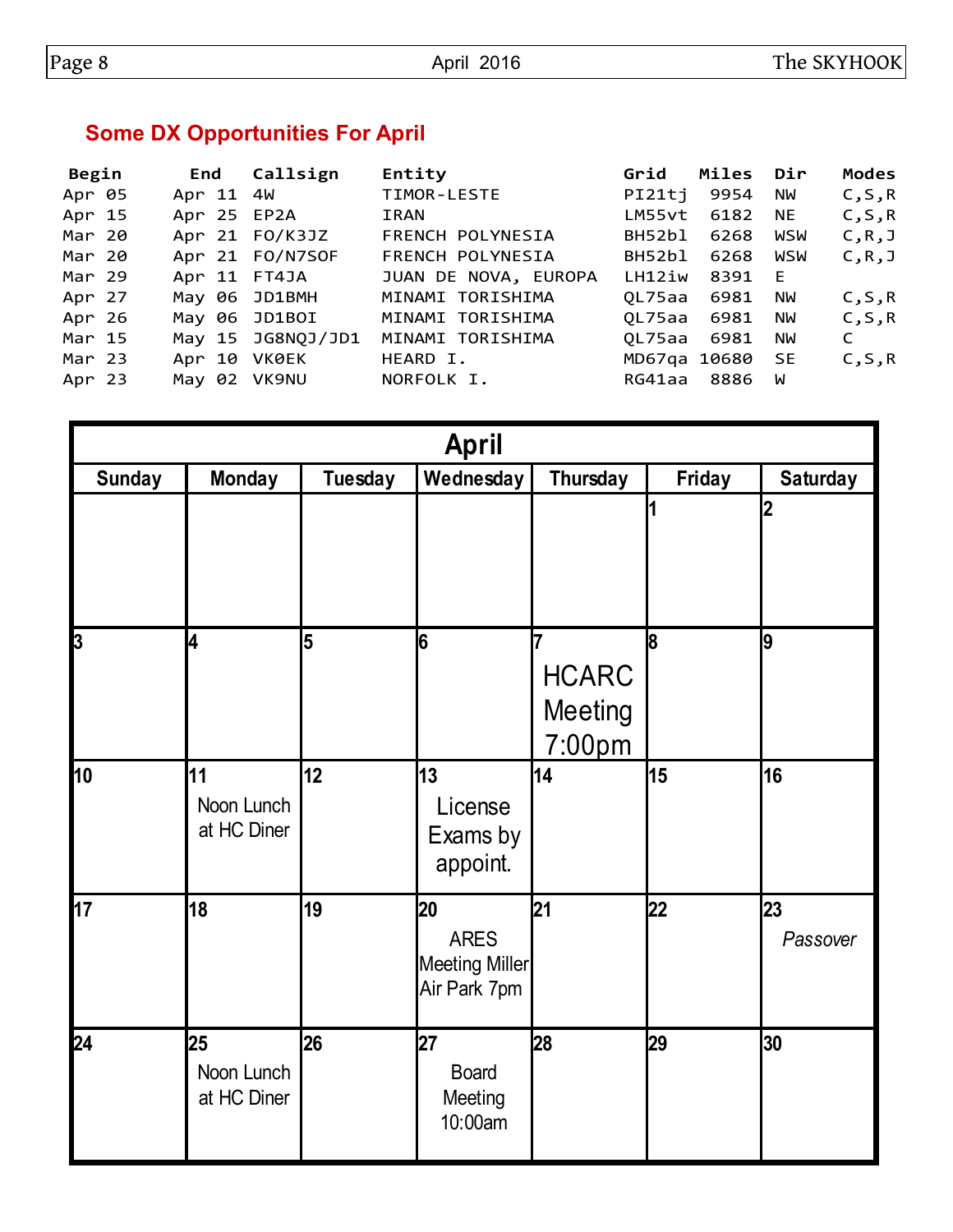## Some DX Opportunities For April

| Begin | End | Callsign | Entity | Grid | Miles | Dir | Modes |
|---|---|---|---|---|---|---|---|
| Apr 05 | Apr 11 | 4W | TIMOR-LESTE | PI21tj | 9954 | NW | C,S,R |
| Apr 15 | Apr 25 | EP2A | IRAN | LM55vt | 6182 | NE | C,S,R |
| Mar 20 | Apr 21 | FO/K3JZ | FRENCH POLYNESIA | BH52bl | 6268 | WSW | C,R,J |
| Mar 20 | Apr 21 | FO/N7SOF | FRENCH POLYNESIA | BH52bl | 6268 | WSW | C,R,J |
| Mar 29 | Apr 11 | FT4JA | JUAN DE NOVA, EUROPA | LH12iw | 8391 | E | |
| Apr 27 | May 06 | JD1BMH | MINAMI TORISHIMA | QL75aa | 6981 | NW | C,S,R |
| Apr 26 | May 06 | JD1BOI | MINAMI TORISHIMA | QL75aa | 6981 | NW | C,S,R |
| Mar 15 | May 15 | JG8NQJ/JD1 | MINAMI TORISHIMA | QL75aa | 6981 | NW | C |
| Mar 23 | Apr 10 | VK0EK | HEARD I. | MD67qa | 10680 | SE | C,S,R |
| Apr 23 | May 02 | VK9NU | NORFOLK I. | RG41aa | 8886 | W | |

## April

| Sunday | Monday | Tuesday | Wednesday | Thursday | Friday | Saturday |
|---|---|---|---|---|---|---|
| | | | | | 1 | 2 |
| 3 | 4 | 5 | 6 | 7 HCARC Meeting 7:00pm | 8 | 9 |
| 10 | 11 Noon Lunch at HC Diner | 12 | 13 License Exams by appoint. | 14 | 15 | 16 |
| 17 | 18 | 19 | 20 ARES Meeting Miller Air Park 7pm | 21 | 22 | 23 *Passover* |
| 24 | 25 Noon Lunch at HC Diner | 26 | 27 Board Meeting 10:00am | 28 | 29 | 30 |